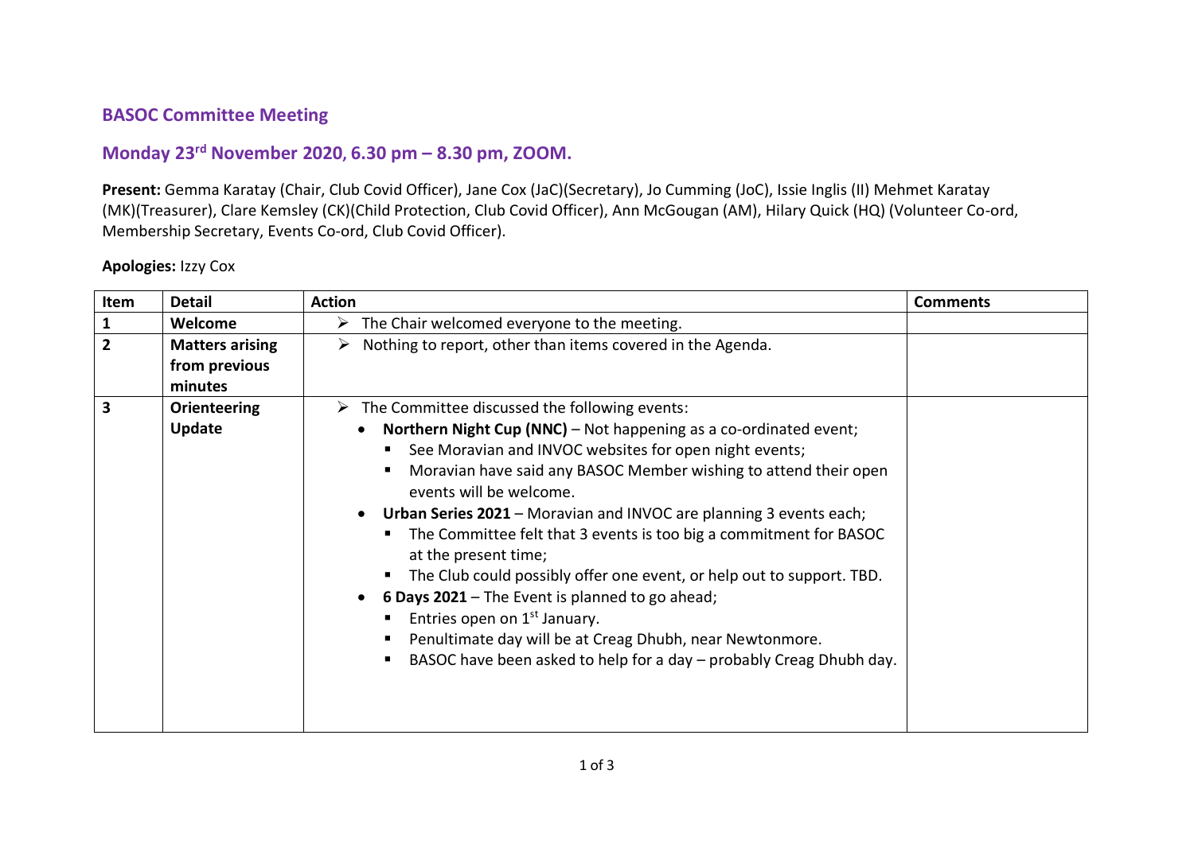## BASOC Committee Meeting

## Monday 23rd November 2020, 6.30 pm – 8.30 pm, ZOOM.

**Present:** Gemma Karatay (Chair, Club Covid Officer), Jane Cox (JaC)(Secretary), Jo Cumming (JoC), Issie Inglis (II) Mehmet Karatay (MK)(Treasurer), Clare Kemsley (CK)(Child Protection, Club Covid Officer), Ann McGougan (AM), Hilary Quick (HQ) (Volunteer Co-ord, Membership Secretary, Events Co-ord, Club Covid Officer).

**Apologies:** Izzy Cox

| Item | Detail | Action | Comments |
|---|---|---|---|
| **1** | **Welcome** | ➢ The Chair welcomed everyone to the meeting. | |
| **2** | **Matters arising from previous minutes** | ➢ Nothing to report, other than items covered in the Agenda. | |
| **3** | **Orienteering Update** | ➢ The Committee discussed the following events:<br>• **Northern Night Cup (NNC)** – Not happening as a co-ordinated event;<br>&nbsp;&nbsp;▪ See Moravian and INVOC websites for open night events;<br>&nbsp;&nbsp;▪ Moravian have said any BASOC Member wishing to attend their open events will be welcome.<br>• **Urban Series 2021** – Moravian and INVOC are planning 3 events each;<br>&nbsp;&nbsp;▪ The Committee felt that 3 events is too big a commitment for BASOC at the present time;<br>&nbsp;&nbsp;▪ The Club could possibly offer one event, or help out to support. TBD.<br>• **6 Days 2021** – The Event is planned to go ahead;<br>&nbsp;&nbsp;▪ Entries open on 1st January.<br>&nbsp;&nbsp;▪ Penultimate day will be at Creag Dhubh, near Newtonmore.<br>&nbsp;&nbsp;▪ BASOC have been asked to help for a day – probably Creag Dhubh day. | |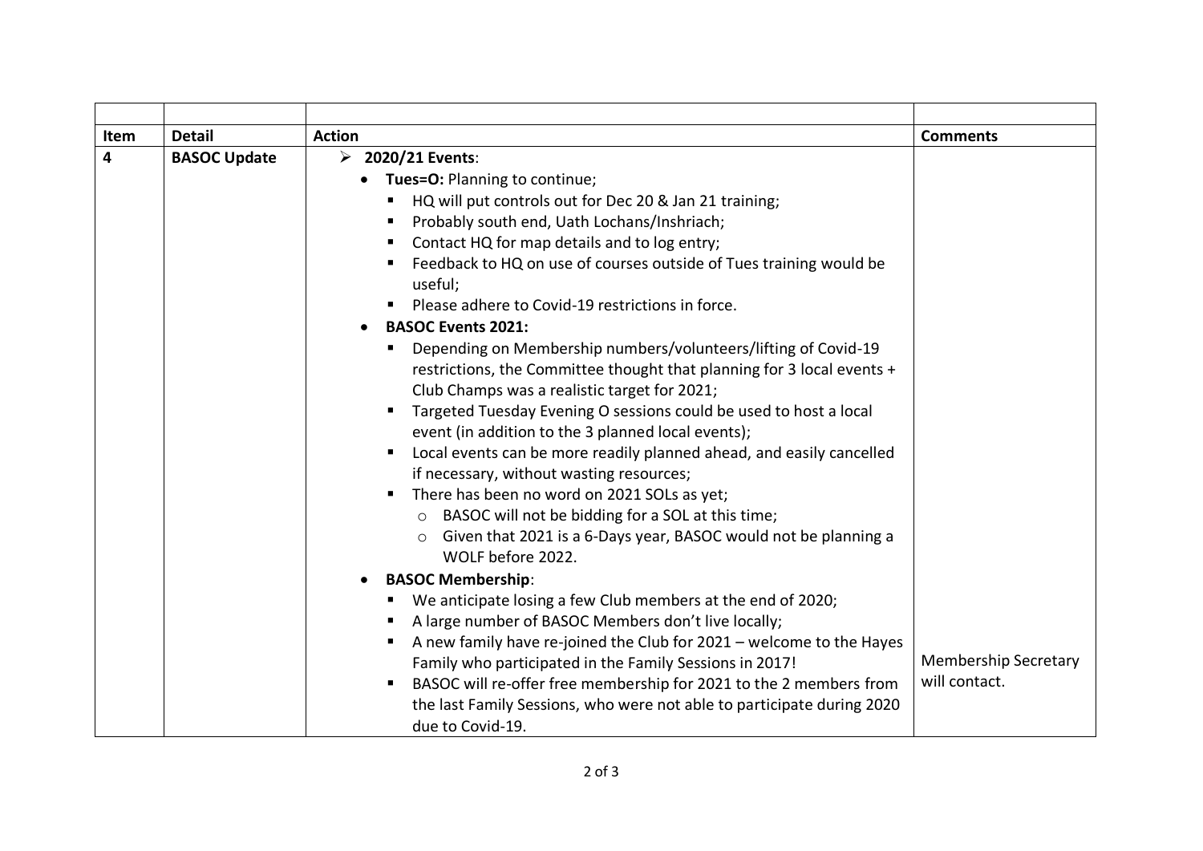| Item | Detail | Action | Comments |
|---|---|---|---|
| 4 | **BASOC Update** | ➢ **2020/21 Events**:<br>• **Tues=O:** Planning to continue;<br>▪ HQ will put controls out for Dec 20 & Jan 21 training;<br>▪ Probably south end, Uath Lochans/Inshriach;<br>▪ Contact HQ for map details and to log entry;<br>▪ Feedback to HQ on use of courses outside of Tues training would be useful;<br>▪ Please adhere to Covid-19 restrictions in force.<br>• **BASOC Events 2021:**<br>▪ Depending on Membership numbers/volunteers/lifting of Covid-19 restrictions, the Committee thought that planning for 3 local events + Club Champs was a realistic target for 2021;<br>▪ Targeted Tuesday Evening O sessions could be used to host a local event (in addition to the 3 planned local events);<br>▪ Local events can be more readily planned ahead, and easily cancelled if necessary, without wasting resources;<br>▪ There has been no word on 2021 SOLs as yet;<br>○ BASOC will not be bidding for a SOL at this time;<br>○ Given that 2021 is a 6-Days year, BASOC would not be planning a WOLF before 2022.<br>• **BASOC Membership**:<br>▪ We anticipate losing a few Club members at the end of 2020;<br>▪ A large number of BASOC Members don't live locally;<br>▪ A new family have re-joined the Club for 2021 – welcome to the Hayes Family who participated in the Family Sessions in 2017!<br>▪ BASOC will re-offer free membership for 2021 to the 2 members from the last Family Sessions, who were not able to participate during 2020 due to Covid-19. | Membership Secretary will contact. |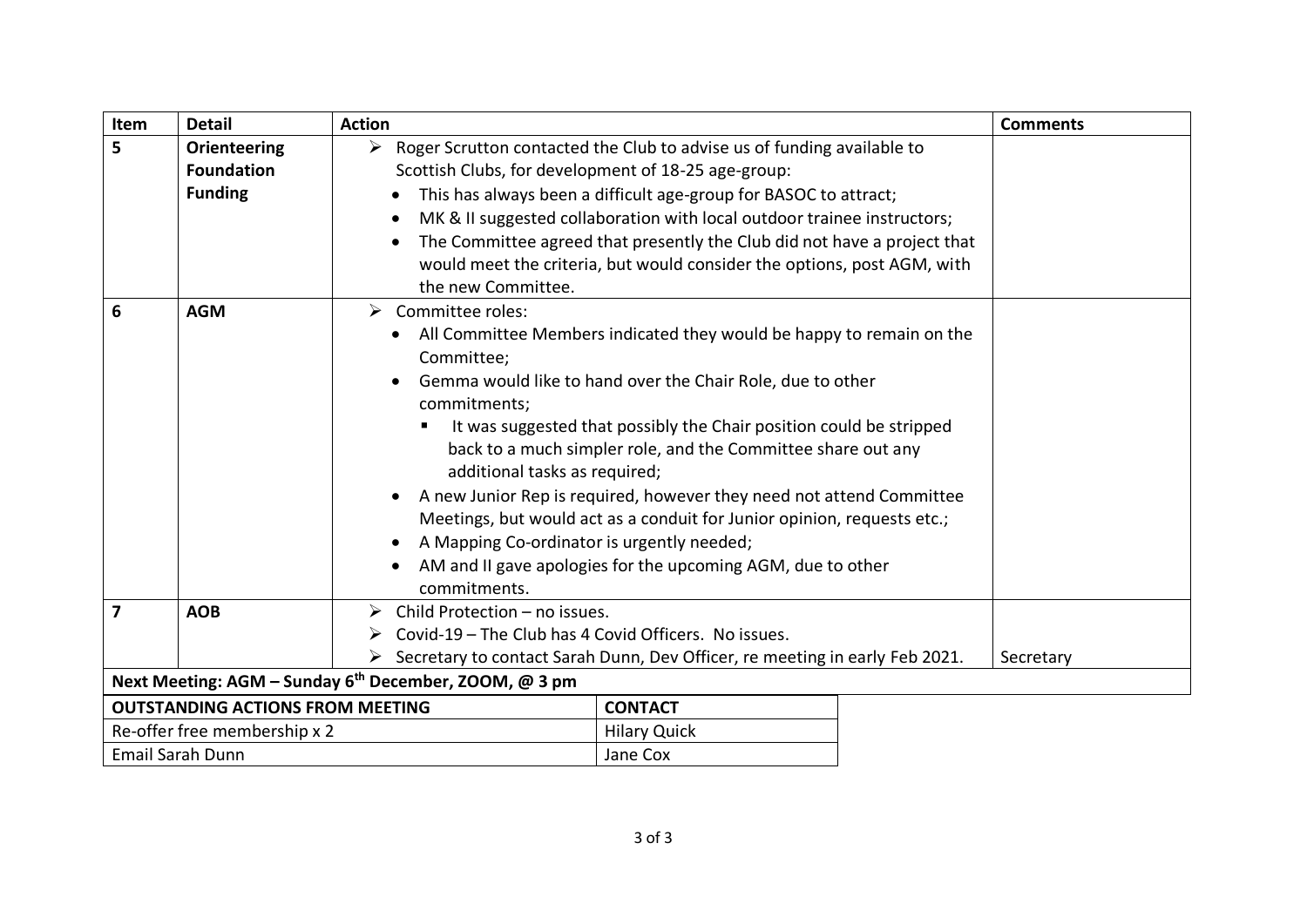| Item | Detail | Action | Comments |
|---|---|---|---|
| 5 | **Orienteering Foundation Funding** | ➢ Roger Scrutton contacted the Club to advise us of funding available to Scottish Clubs, for development of 18-25 age-group:<br>• This has always been a difficult age-group for BASOC to attract;<br>• MK & II suggested collaboration with local outdoor trainee instructors;<br>• The Committee agreed that presently the Club did not have a project that would meet the criteria, but would consider the options, post AGM, with the new Committee. | |
| 6 | **AGM** | ➢ Committee roles:<br>• All Committee Members indicated they would be happy to remain on the Committee;<br>• Gemma would like to hand over the Chair Role, due to other commitments;<br>▪ It was suggested that possibly the Chair position could be stripped back to a much simpler role, and the Committee share out any additional tasks as required;<br>• A new Junior Rep is required, however they need not attend Committee Meetings, but would act as a conduit for Junior opinion, requests etc.;<br>• A Mapping Co-ordinator is urgently needed;<br>• AM and II gave apologies for the upcoming AGM, due to other commitments. | |
| 7 | **AOB** | ➢ Child Protection – no issues.<br>➢ Covid-19 – The Club has 4 Covid Officers. No issues.<br>➢ Secretary to contact Sarah Dunn, Dev Officer, re meeting in early Feb 2021. | Secretary |
| **Next Meeting: AGM – Sunday 6th December, ZOOM, @ 3 pm** | | | |

| OUTSTANDING ACTIONS FROM MEETING | CONTACT |
|---|---|
| Re-offer free membership x 2 | Hilary Quick |
| Email Sarah Dunn | Jane Cox |